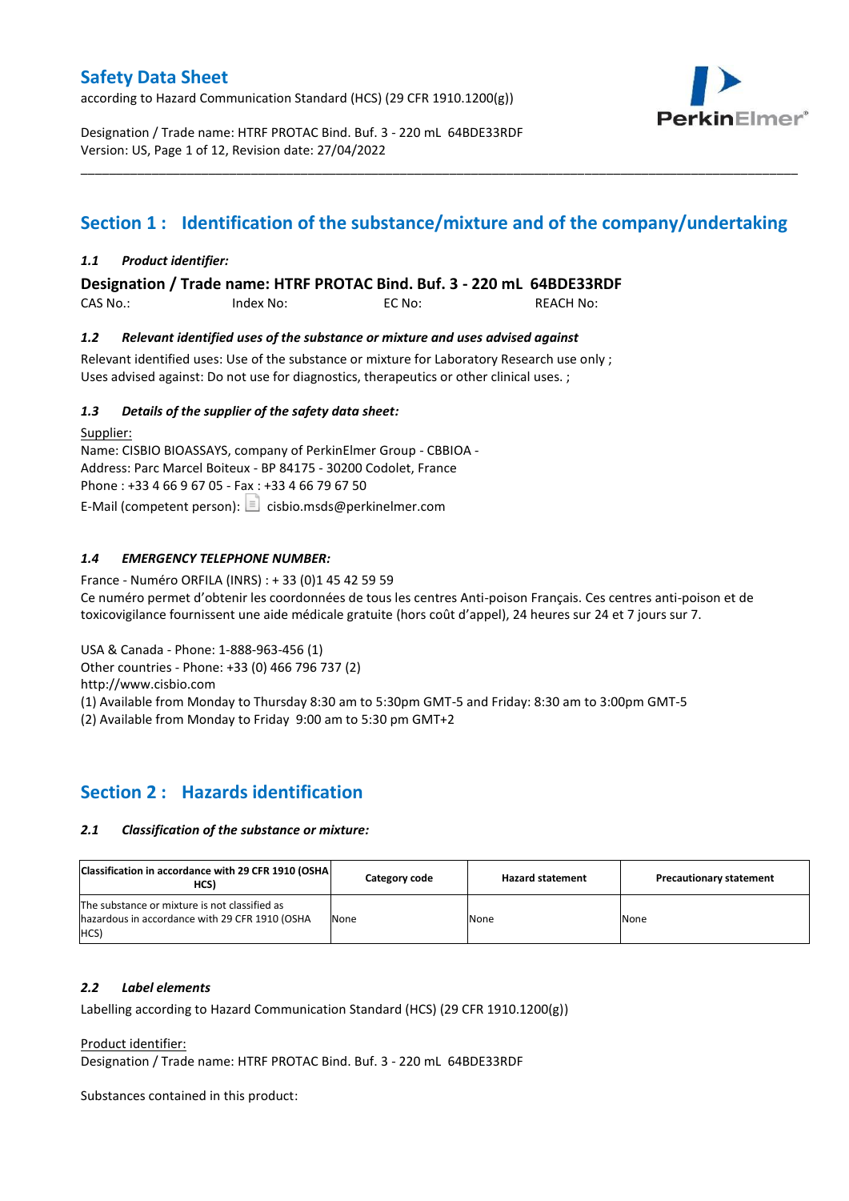# Safety Data Sheet

according to Hazard Communication Standard (HCS) (29 CFR 1910.1200(g))

Designation / Trade name: HTRF PROTAC Bind. Buf. 3 - 220 mL 64BDE33RDF
Version: US, Page 1 of 12, Revision date: 27/04/2022

## Section 1 : Identification of the substance/mixture and of the company/undertaking

### *1.1 Product identifier:*

**Designation / Trade name: HTRF PROTAC Bind. Buf. 3 - 220 mL 64BDE33RDF**

CAS No.: Index No: EC No: REACH No:

### *1.2 Relevant identified uses of the substance or mixture and uses advised against*

Relevant identified uses: Use of the substance or mixture for Laboratory Research use only ;
Uses advised against: Do not use for diagnostics, therapeutics or other clinical uses. ;

### *1.3 Details of the supplier of the safety data sheet:*

Supplier:
Name: CISBIO BIOASSAYS, company of PerkinElmer Group - CBBIOA -
Address: Parc Marcel Boiteux - BP 84175 - 30200 Codolet, France
Phone : +33 4 66 9 67 05 - Fax : +33 4 66 79 67 50
E-Mail (competent person): cisbio.msds@perkinelmer.com

### *1.4 EMERGENCY TELEPHONE NUMBER:*

France - Numéro ORFILA (INRS) : + 33 (0)1 45 42 59 59
Ce numéro permet d'obtenir les coordonnées de tous les centres Anti-poison Français. Ces centres anti-poison et de toxicovigilance fournissent une aide médicale gratuite (hors coût d'appel), 24 heures sur 24 et 7 jours sur 7.

USA & Canada - Phone: 1-888-963-456 (1)
Other countries - Phone: +33 (0) 466 796 737 (2)
http://www.cisbio.com
(1) Available from Monday to Thursday 8:30 am to 5:30pm GMT-5 and Friday: 8:30 am to 3:00pm GMT-5
(2) Available from Monday to Friday 9:00 am to 5:30 pm GMT+2

## Section 2 : Hazards identification

### *2.1 Classification of the substance or mixture:*

| Classification in accordance with 29 CFR 1910 (OSHA HCS) | Category code | Hazard statement | Precautionary statement |
|---|---|---|---|
| The substance or mixture is not classified as hazardous in accordance with 29 CFR 1910 (OSHA HCS) | None | None | None |

### *2.2 Label elements*

Labelling according to Hazard Communication Standard (HCS) (29 CFR 1910.1200(g))

Product identifier:
Designation / Trade name: HTRF PROTAC Bind. Buf. 3 - 220 mL 64BDE33RDF

Substances contained in this product: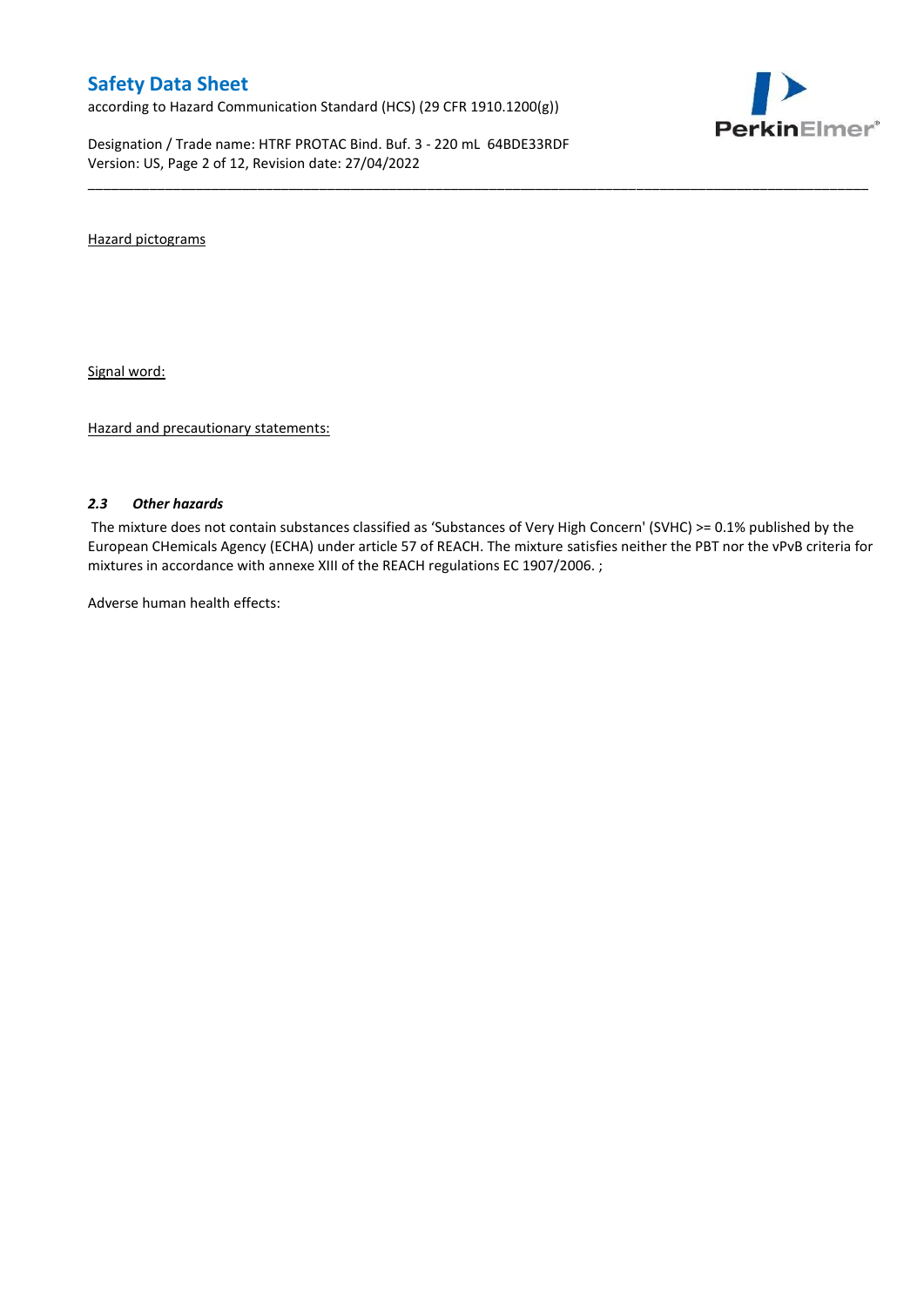Hazard pictograms

Signal word:

Hazard and precautionary statements:

### *2.3 Other hazards*

The mixture does not contain substances classified as 'Substances of Very High Concern' (SVHC) >= 0.1% published by the European CHemicals Agency (ECHA) under article 57 of REACH. The mixture satisfies neither the PBT nor the vPvB criteria for mixtures in accordance with annexe XIII of the REACH regulations EC 1907/2006. ;

Adverse human health effects: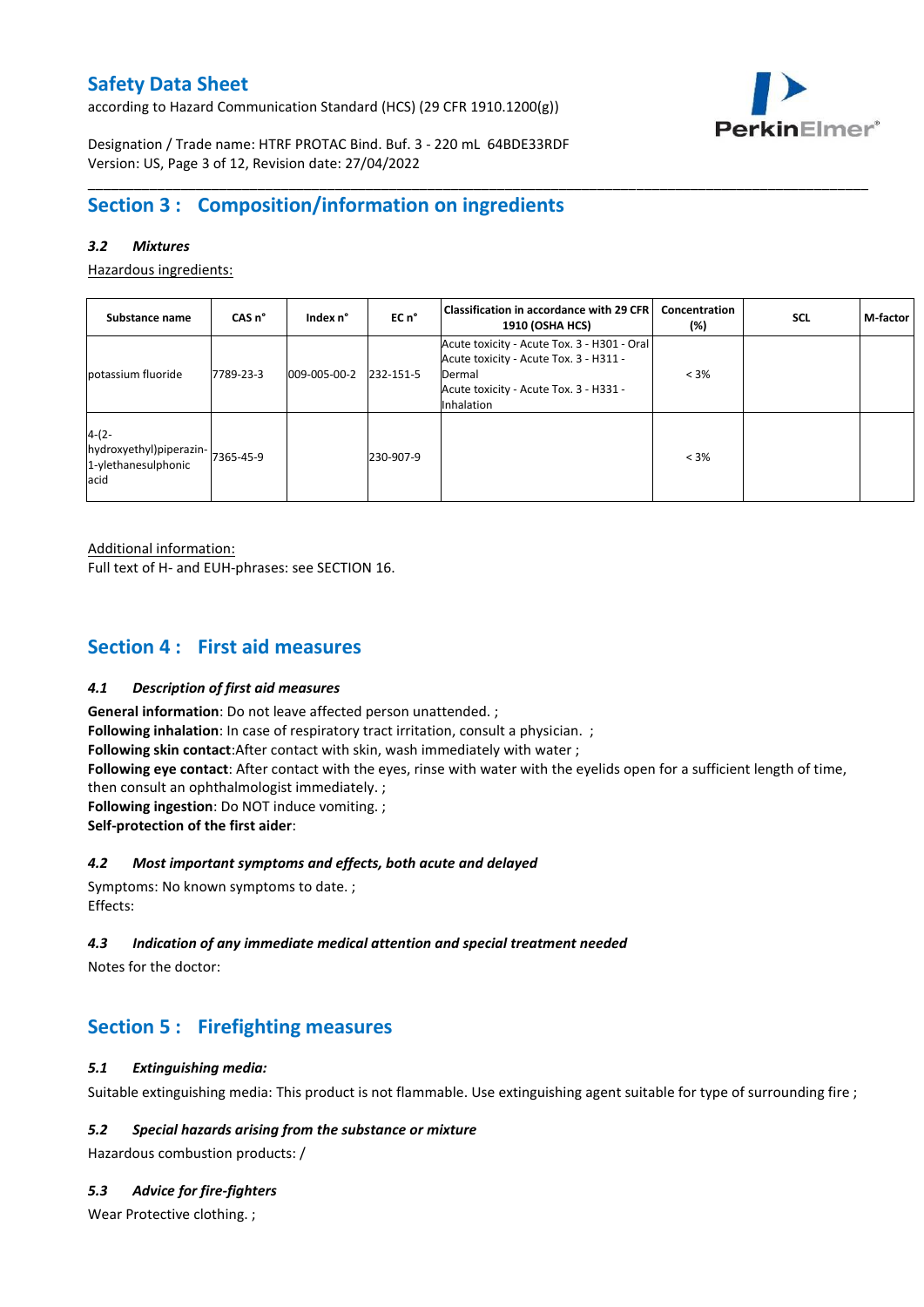## Section 3 : Composition/information on ingredients

### 3.2 Mixtures

Hazardous ingredients:

| Substance name | CAS n° | Index n° | EC n° | Classification in accordance with 29 CFR 1910 (OSHA HCS) | Concentration (%) | SCL | M-factor |
|---|---|---|---|---|---|---|---|
| potassium fluoride | 7789-23-3 | 009-005-00-2 | 232-151-5 | Acute toxicity - Acute Tox. 3 - H301 - Oral<br>Acute toxicity - Acute Tox. 3 - H311 - Dermal<br>Acute toxicity - Acute Tox. 3 - H331 - Inhalation | < 3% | | |
| 4-(2-hydroxyethyl)piperazin-1-ylethanesulphonic acid | 7365-45-9 | | 230-907-9 | | < 3% | | |

Additional information:
Full text of H- and EUH-phrases: see SECTION 16.

## Section 4 : First aid measures

### 4.1 Description of first aid measures

**General information**: Do not leave affected person unattended. ;
**Following inhalation**: In case of respiratory tract irritation, consult a physician. ;
**Following skin contact**:After contact with skin, wash immediately with water ;
**Following eye contact**: After contact with the eyes, rinse with water with the eyelids open for a sufficient length of time, then consult an ophthalmologist immediately. ;
**Following ingestion**: Do NOT induce vomiting. ;
**Self-protection of the first aider**:

### 4.2 Most important symptoms and effects, both acute and delayed

Symptoms: No known symptoms to date. ;
Effects:

### 4.3 Indication of any immediate medical attention and special treatment needed

Notes for the doctor:

## Section 5 : Firefighting measures

### 5.1 Extinguishing media:

Suitable extinguishing media: This product is not flammable. Use extinguishing agent suitable for type of surrounding fire ;

### 5.2 Special hazards arising from the substance or mixture

Hazardous combustion products: /

### 5.3 Advice for fire-fighters

Wear Protective clothing. ;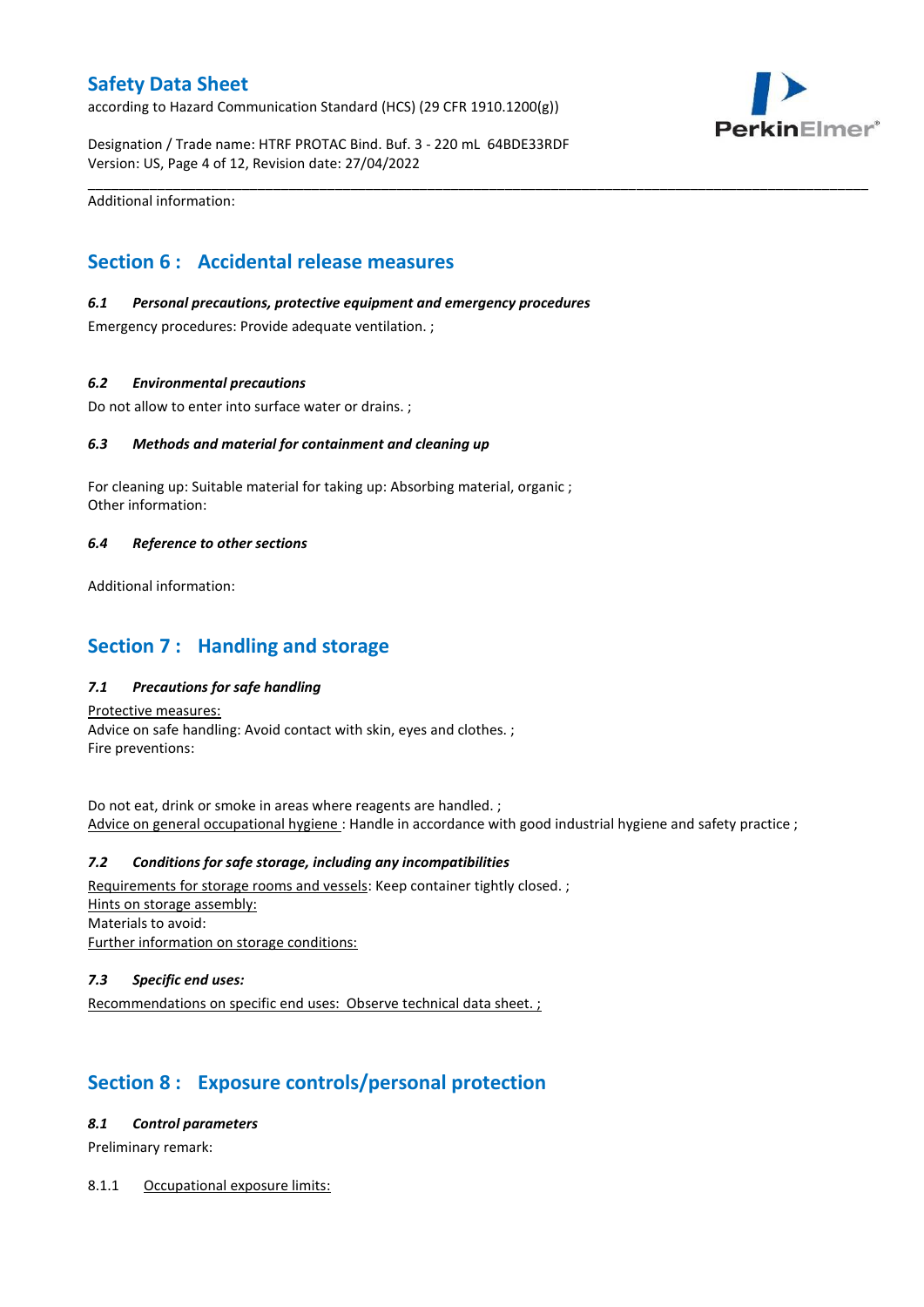Additional information:

## Section 6 : Accidental release measures

### *6.1 Personal precautions, protective equipment and emergency procedures*

Emergency procedures: Provide adequate ventilation. ;

### *6.2 Environmental precautions*

Do not allow to enter into surface water or drains. ;

### *6.3 Methods and material for containment and cleaning up*

For cleaning up: Suitable material for taking up: Absorbing material, organic ;
Other information:

### *6.4 Reference to other sections*

Additional information:

## Section 7 : Handling and storage

### *7.1 Precautions for safe handling*

Protective measures:
Advice on safe handling: Avoid contact with skin, eyes and clothes. ;
Fire preventions:

Do not eat, drink or smoke in areas where reagents are handled. ;
Advice on general occupational hygiene : Handle in accordance with good industrial hygiene and safety practice ;

### *7.2 Conditions for safe storage, including any incompatibilities*

Requirements for storage rooms and vessels: Keep container tightly closed. ;
Hints on storage assembly:
Materials to avoid:
Further information on storage conditions:

### *7.3 Specific end uses:*

Recommendations on specific end uses: Observe technical data sheet. ;

## Section 8 : Exposure controls/personal protection

### *8.1 Control parameters*

Preliminary remark:

8.1.1 Occupational exposure limits: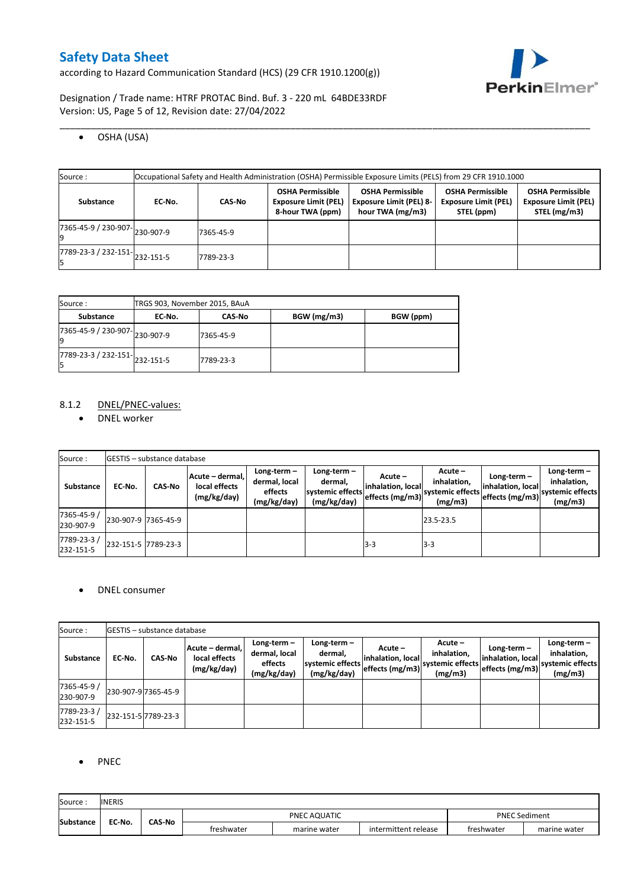- OSHA (USA)

| Source : | Occupational Safety and Health Administration (OSHA) Permissible Exposure Limits (PELS) from 29 CFR 1910.1000 | | | | | |
|---|---|---|---|---|---|---|
| **Substance** | **EC-No.** | **CAS-No** | **OSHA Permissible Exposure Limit (PEL) 8-hour TWA (ppm)** | **OSHA Permissible Exposure Limit (PEL) 8-hour TWA (mg/m3)** | **OSHA Permissible Exposure Limit (PEL) STEL (ppm)** | **OSHA Permissible Exposure Limit (PEL) STEL (mg/m3)** |
| 7365-45-9 / 230-907-9 | 230-907-9 | 7365-45-9 | | | | |
| 7789-23-3 / 232-151-5 | 232-151-5 | 7789-23-3 | | | | |

| Source : | TRGS 903, November 2015, BAuA | | | |
|---|---|---|---|---|
| **Substance** | **EC-No.** | **CAS-No** | **BGW (mg/m3)** | **BGW (ppm)** |
| 7365-45-9 / 230-907-9 | 230-907-9 | 7365-45-9 | | |
| 7789-23-3 / 232-151-5 | 232-151-5 | 7789-23-3 | | |

8.1.2 DNEL/PNEC-values:

- DNEL worker

| Source : | GESTIS – substance database | | | | | | | | | |
|---|---|---|---|---|---|---|---|---|---|---|
| **Substance** | **EC-No.** | **CAS-No** | **Acute – dermal, local effects (mg/kg/day)** | **Long-term – dermal, local effects (mg/kg/day)** | **Long-term – dermal, systemic effects (mg/kg/day)** | **Acute – inhalation, local effects (mg/m3)** | **Acute – inhalation, systemic effects (mg/m3)** | **Long-term – inhalation, local effects (mg/m3)** | **Long-term – inhalation, systemic effects (mg/m3)** |
| 7365-45-9 / 230-907-9 | 230-907-9 | 7365-45-9 | | | | | 23.5-23.5 | | |
| 7789-23-3 / 232-151-5 | 232-151-5 | 7789-23-3 | | | | 3-3 | 3-3 | | |

- DNEL consumer

| Source : | GESTIS – substance database | | | | | | | | |
|---|---|---|---|---|---|---|---|---|---|
| **Substance** | **EC-No.** | **CAS-No** | **Acute – dermal, local effects (mg/kg/day)** | **Long-term – dermal, local effects (mg/kg/day)** | **Long-term – dermal, systemic effects (mg/kg/day)** | **Acute – inhalation, local effects (mg/m3)** | **Acute – inhalation, systemic effects (mg/m3)** | **Long-term – inhalation, local effects (mg/m3)** | **Long-term – inhalation, systemic effects (mg/m3)** |
| 7365-45-9 / 230-907-9 | 230-907-9 | 7365-45-9 | | | | | | | |
| 7789-23-3 / 232-151-5 | 232-151-5 | 7789-23-3 | | | | | | | |

- PNEC

| Source : | INERIS | | | | | | |
|---|---|---|---|---|---|---|---|
| **Substance** | **EC-No.** | **CAS-No** | PNEC AQUATIC | | | PNEC Sediment | |
| | | | freshwater | marine water | intermittent release | freshwater | marine water |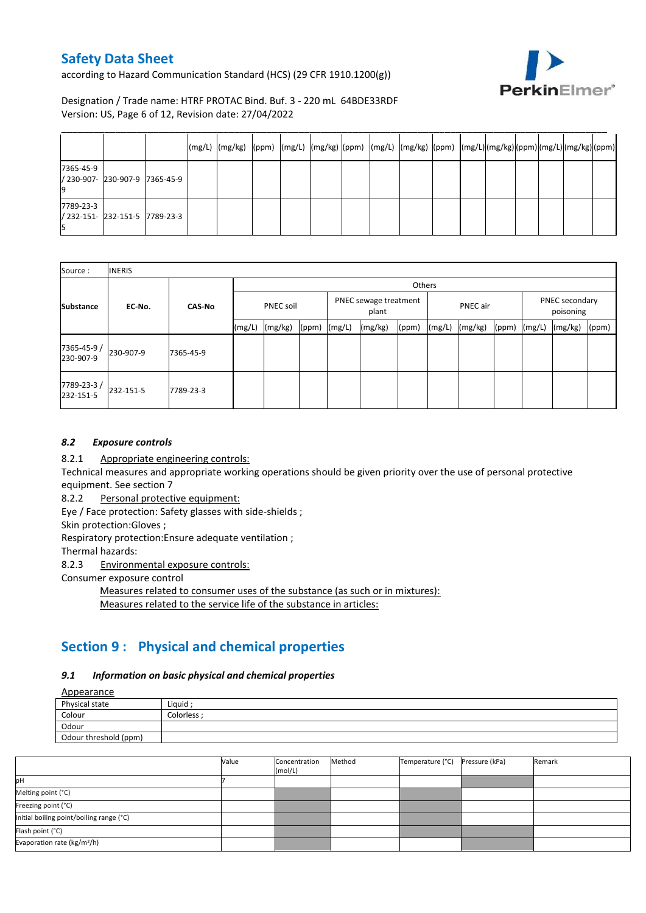| | | | (mg/L) | (mg/kg) | (ppm) | (mg/L) | (mg/kg) | (ppm) | (mg/L) | (mg/kg) | (ppm) | (mg/L) | (mg/kg) | (ppm) | (mg/L) | (mg/kg) | (ppm) |
|---|---|---|---|---|---|---|---|---|---|---|---|---|---|---|---|---|---|
| 7365-45-9 / 230-907-9 | 230-907-9 | 7365-45-9 | | | | | | | | | | | | | | | |
| 7789-23-3 / 232-151-5 | 232-151-5 | 7789-23-3 | | | | | | | | | | | | | | | |

| Source : | INERIS | | | | | | | | | | | | | |
|---|---|---|---|---|---|---|---|---|---|---|---|---|---|---|
| | | | Others | | | | | | | | | | | |
| Substance | EC-No. | CAS-No | PNEC soil | | | PNEC sewage treatment plant | | | PNEC air | | | PNEC secondary poisoning | | |
| | | | (mg/L) | (mg/kg) | (ppm) | (mg/L) | (mg/kg) | (ppm) | (mg/L) | (mg/kg) | (ppm) | (mg/L) | (mg/kg) | (ppm) |
| 7365-45-9 / 230-907-9 | 230-907-9 | 7365-45-9 | | | | | | | | | | | | |
| 7789-23-3 / 232-151-5 | 232-151-5 | 7789-23-3 | | | | | | | | | | | | |

### *8.2 Exposure controls*

8.2.1 Appropriate engineering controls:

Technical measures and appropriate working operations should be given priority over the use of personal protective equipment. See section 7

8.2.2 Personal protective equipment:

Eye / Face protection: Safety glasses with side-shields ;

Skin protection:Gloves ;

Respiratory protection:Ensure adequate ventilation ;

Thermal hazards:

8.2.3 Environmental exposure controls:

Consumer exposure control

Measures related to consumer uses of the substance (as such or in mixtures):

Measures related to the service life of the substance in articles:

## Section 9 : Physical and chemical properties

### *9.1 Information on basic physical and chemical properties*

Appearance

| Physical state | Liquid ; |
|---|---|
| Colour | Colorless ; |
| Odour | |
| Odour threshold (ppm) | |

| | Value | Concentration (mol/L) | Method | Temperature (°C) | Pressure (kPa) | Remark |
|---|---|---|---|---|---|---|
| pH | 7 | | | | | |
| Melting point (°C) | | | | | | |
| Freezing point (°C) | | | | | | |
| Initial boiling point/boiling range (°C) | | | | | | |
| Flash point (°C) | | | | | | |
| Evaporation rate (kg/m²/h) | | | | | | |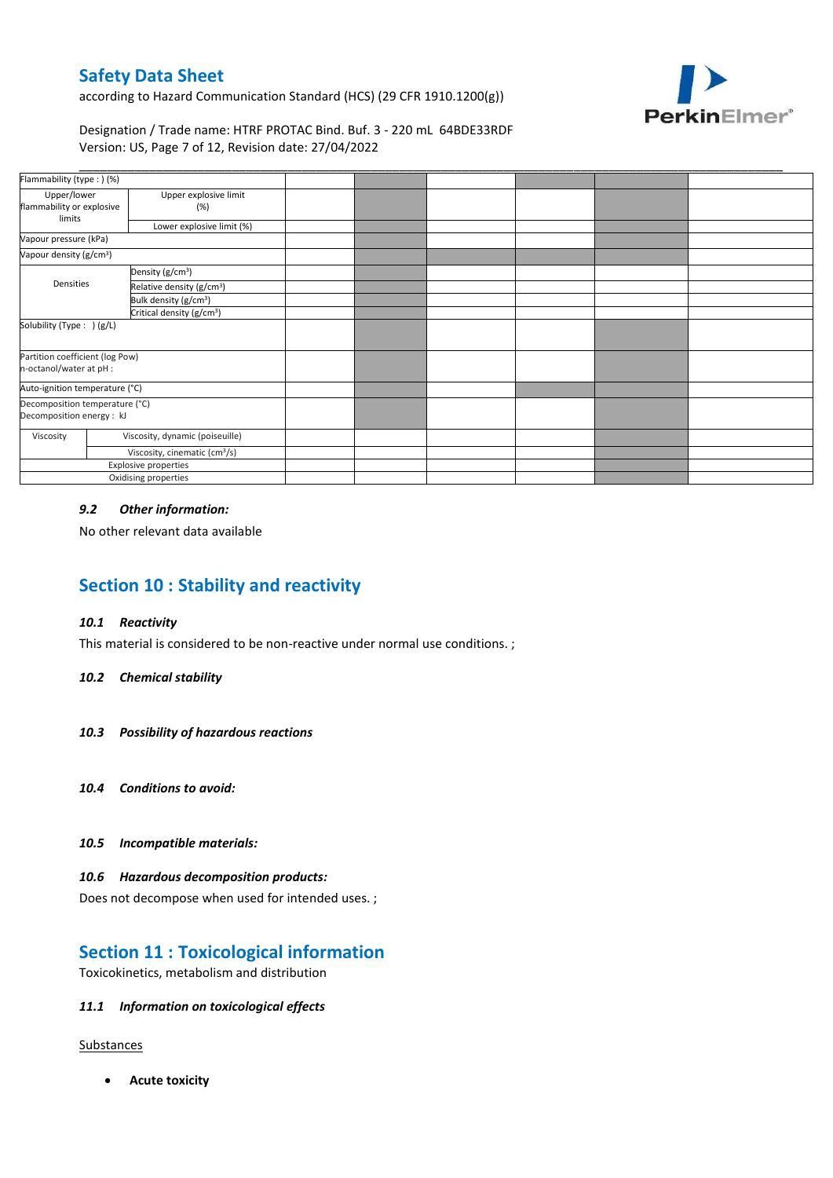| | | | | | | | |
|---|---|---|---|---|---|---|---|
| Flammability (type : ) (%) | | | | | | | |
| Upper/lower flammability or explosive limits | Upper explosive limit (%) | | | | | | |
| | Lower explosive limit (%) | | | | | | |
| Vapour pressure (kPa) | | | | | | | |
| Vapour density (g/cm³) | | | | | | | |
| Densities | Density (g/cm³) | | | | | | |
| | Relative density (g/cm³) | | | | | | |
| | Bulk density (g/cm³) | | | | | | |
| | Critical density (g/cm³) | | | | | | |
| Solubility (Type : ) (g/L) | | | | | | | |
| Partition coefficient (log Pow) n-octanol/water at pH : | | | | | | | |
| Auto-ignition temperature (°C) | | | | | | | |
| Decomposition temperature (°C) Decomposition energy : kJ | | | | | | | |
| Viscosity | Viscosity, dynamic (poiseuille) | | | | | | |
| | Viscosity, cinematic (cm³/s) | | | | | | |
| Explosive properties | | | | | | | |
| Oxidising properties | | | | | | | |

### *9.2 Other information:*

No other relevant data available

## Section 10 : Stability and reactivity

### *10.1 Reactivity*

This material is considered to be non-reactive under normal use conditions. ;

### *10.2 Chemical stability*

### *10.3 Possibility of hazardous reactions*

### *10.4 Conditions to avoid:*

### *10.5 Incompatible materials:*

### *10.6 Hazardous decomposition products:*

Does not decompose when used for intended uses. ;

## Section 11 : Toxicological information

Toxicokinetics, metabolism and distribution

### *11.1 Information on toxicological effects*

Substances

- **Acute toxicity**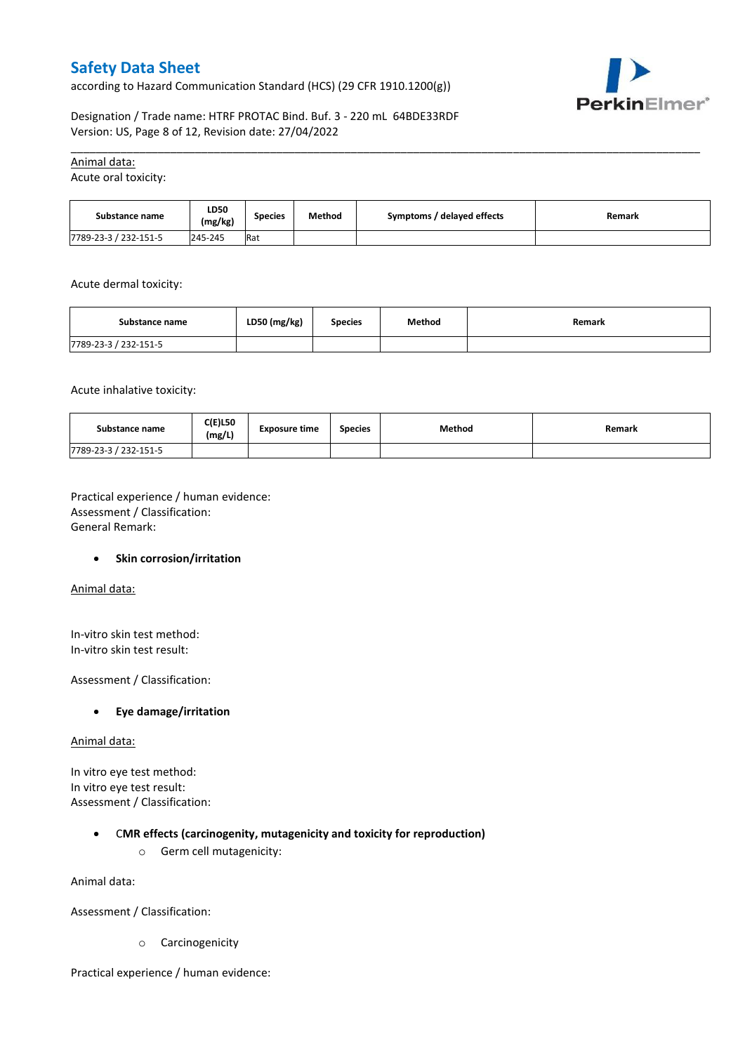Animal data:

Acute oral toxicity:

| Substance name | LD50 (mg/kg) | Species | Method | Symptoms / delayed effects | Remark |
|---|---|---|---|---|---|
| 7789-23-3 / 232-151-5 | 245-245 | Rat | | | |

Acute dermal toxicity:

| Substance name | LD50 (mg/kg) | Species | Method | Remark |
|---|---|---|---|---|
| 7789-23-3 / 232-151-5 | | | | |

Acute inhalative toxicity:

| Substance name | C(E)L50 (mg/L) | Exposure time | Species | Method | Remark |
|---|---|---|---|---|---|
| 7789-23-3 / 232-151-5 | | | | | |

Practical experience / human evidence:
Assessment / Classification:
General Remark:

- **Skin corrosion/irritation**

Animal data:

In-vitro skin test method:
In-vitro skin test result:

Assessment / Classification:

- **Eye damage/irritation**

Animal data:

In vitro eye test method:
In vitro eye test result:
Assessment / Classification:

- **CMR effects (carcinogenity, mutagenicity and toxicity for reproduction)**
  - Germ cell mutagenicity:

Animal data:

Assessment / Classification:

  - Carcinogenicity

Practical experience / human evidence: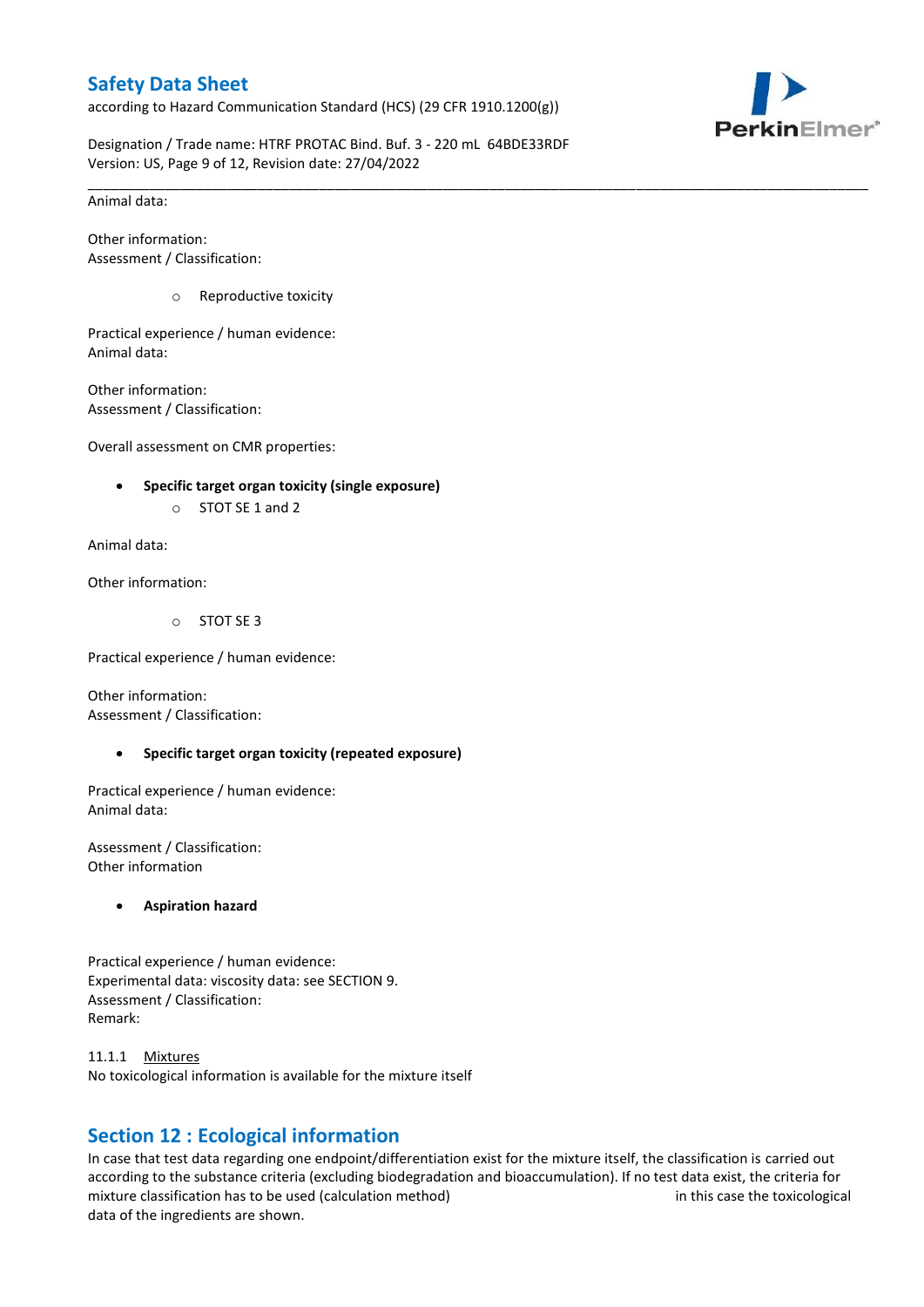Animal data:

Other information:
Assessment / Classification:

- Reproductive toxicity

Practical experience / human evidence:
Animal data:

Other information:
Assessment / Classification:

Overall assessment on CMR properties:

- **Specific target organ toxicity (single exposure)**
  - STOT SE 1 and 2

Animal data:

Other information:

- STOT SE 3

Practical experience / human evidence:

Other information:
Assessment / Classification:

- **Specific target organ toxicity (repeated exposure)**

Practical experience / human evidence:
Animal data:

Assessment / Classification:
Other information

- **Aspiration hazard**

Practical experience / human evidence:
Experimental data: viscosity data: see SECTION 9.
Assessment / Classification:
Remark:

11.1.1 Mixtures
No toxicological information is available for the mixture itself

## Section 12 : Ecological information

In case that test data regarding one endpoint/differentiation exist for the mixture itself, the classification is carried out according to the substance criteria (excluding biodegradation and bioaccumulation). If no test data exist, the criteria for mixture classification has to be used (calculation method) in this case the toxicological data of the ingredients are shown.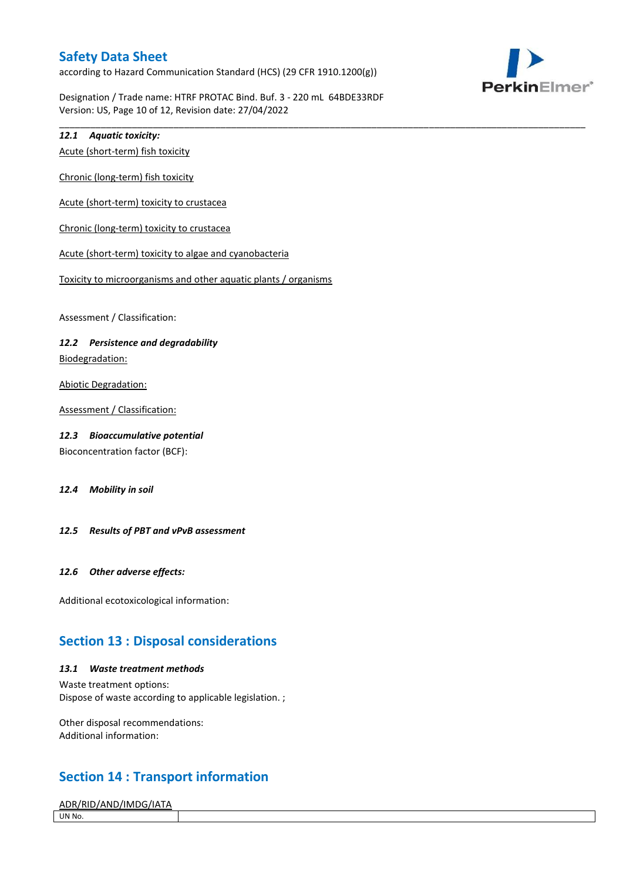### *12.1 Aquatic toxicity:*

Acute (short-term) fish toxicity

Chronic (long-term) fish toxicity

Acute (short-term) toxicity to crustacea

Chronic (long-term) toxicity to crustacea

Acute (short-term) toxicity to algae and cyanobacteria

Toxicity to microorganisms and other aquatic plants / organisms

Assessment / Classification:

### *12.2 Persistence and degradability*

Biodegradation:

Abiotic Degradation:

Assessment / Classification:

### *12.3 Bioaccumulative potential*

Bioconcentration factor (BCF):

### *12.4 Mobility in soil*

### *12.5 Results of PBT and vPvB assessment*

### *12.6 Other adverse effects:*

Additional ecotoxicological information:

## Section 13 : Disposal considerations

### *13.1 Waste treatment methods*

Waste treatment options:
Dispose of waste according to applicable legislation. ;

Other disposal recommendations:
Additional information:

## Section 14 : Transport information

ADR/RID/AND/IMDG/IATA

| UN No. | |
|---|---|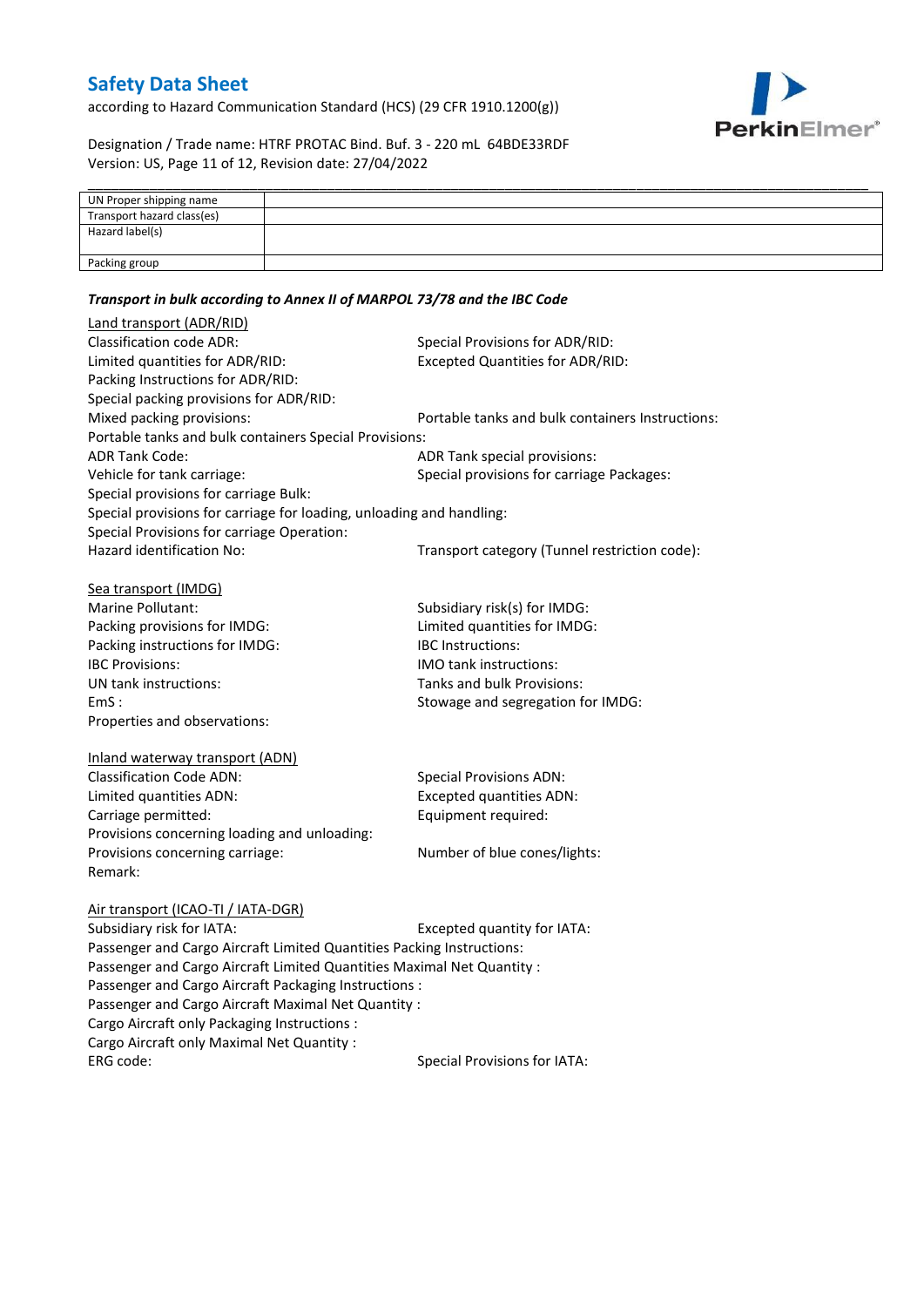| UN Proper shipping name | |
|---|---|
| Transport hazard class(es) | |
| Hazard label(s) | |
| Packing group | |

***Transport in bulk according to Annex II of MARPOL 73/78 and the IBC Code***

Land transport (ADR/RID)

Classification code ADR:
Special Provisions for ADR/RID:
Limited quantities for ADR/RID:
Excepted Quantities for ADR/RID:
Packing Instructions for ADR/RID:
Special packing provisions for ADR/RID:
Mixed packing provisions:
Portable tanks and bulk containers Instructions:
Portable tanks and bulk containers Special Provisions:
ADR Tank Code:
ADR Tank special provisions:
Vehicle for tank carriage:
Special provisions for carriage Packages:
Special provisions for carriage Bulk:
Special provisions for carriage for loading, unloading and handling:
Special Provisions for carriage Operation:
Hazard identification No:
Transport category (Tunnel restriction code):

Sea transport (IMDG)

Marine Pollutant:
Subsidiary risk(s) for IMDG:
Packing provisions for IMDG:
Limited quantities for IMDG:
Packing instructions for IMDG:
IBC Instructions:
IBC Provisions:
IMO tank instructions:
UN tank instructions:
Tanks and bulk Provisions:
EmS :
Stowage and segregation for IMDG:
Properties and observations:

Inland waterway transport (ADN)

Classification Code ADN:
Special Provisions ADN:
Limited quantities ADN:
Excepted quantities ADN:
Carriage permitted:
Equipment required:
Provisions concerning loading and unloading:
Provisions concerning carriage:
Number of blue cones/lights:
Remark:

Air transport (ICAO-TI / IATA-DGR)

Subsidiary risk for IATA:
Excepted quantity for IATA:
Passenger and Cargo Aircraft Limited Quantities Packing Instructions:
Passenger and Cargo Aircraft Limited Quantities Maximal Net Quantity :
Passenger and Cargo Aircraft Packaging Instructions :
Passenger and Cargo Aircraft Maximal Net Quantity :
Cargo Aircraft only Packaging Instructions :
Cargo Aircraft only Maximal Net Quantity :
ERG code:
Special Provisions for IATA: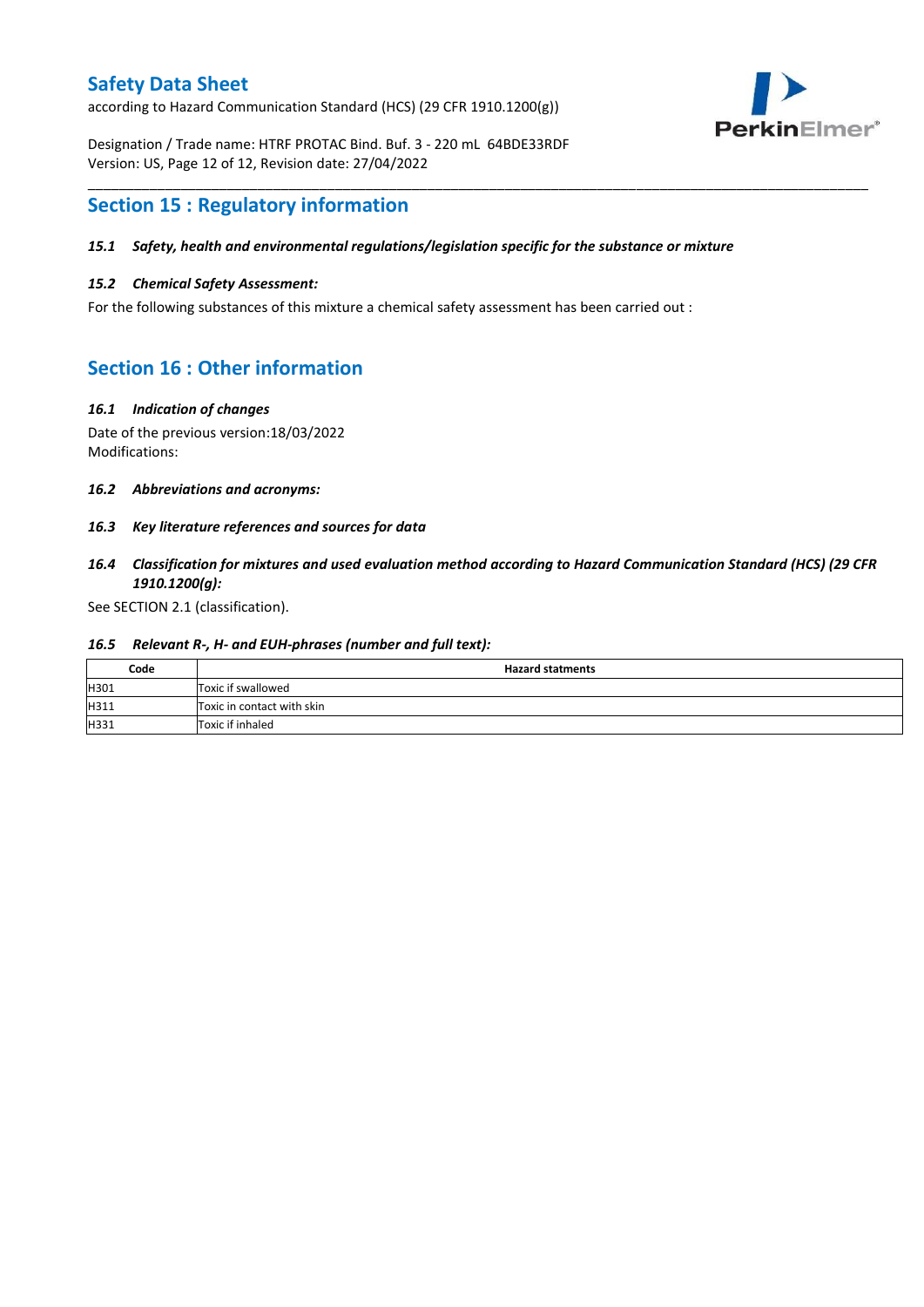## Section 15 : Regulatory information

### *15.1 Safety, health and environmental regulations/legislation specific for the substance or mixture*

### *15.2 Chemical Safety Assessment:*

For the following substances of this mixture a chemical safety assessment has been carried out :

## Section 16 : Other information

### *16.1 Indication of changes*

Date of the previous version:18/03/2022
Modifications:

### *16.2 Abbreviations and acronyms:*

### *16.3 Key literature references and sources for data*

### *16.4 Classification for mixtures and used evaluation method according to Hazard Communication Standard (HCS) (29 CFR 1910.1200(g):*

See SECTION 2.1 (classification).

### *16.5 Relevant R-, H- and EUH-phrases (number and full text):*

| Code | Hazard statments |
|---|---|
| H301 | Toxic if swallowed |
| H311 | Toxic in contact with skin |
| H331 | Toxic if inhaled |